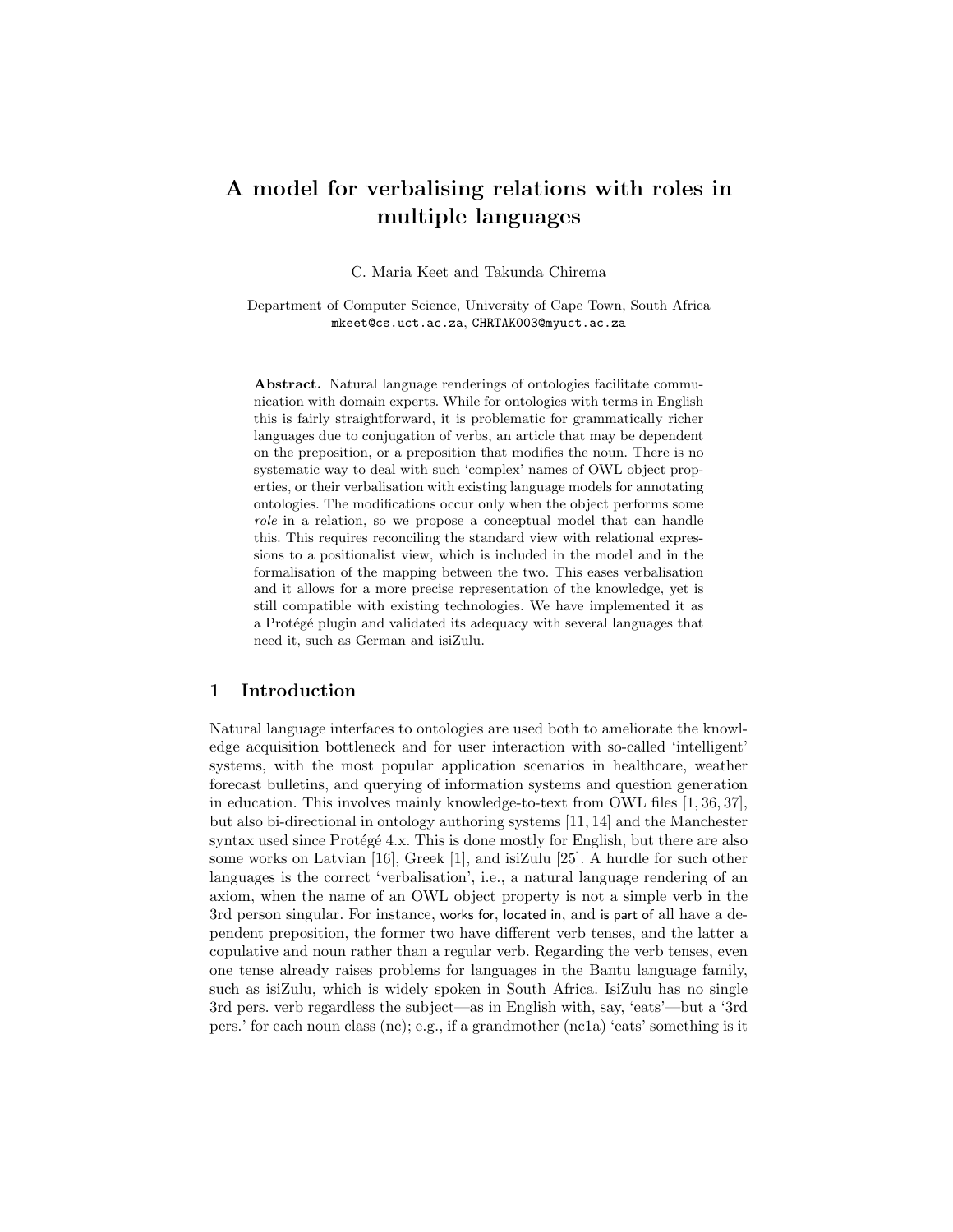# A model for verbalising relations with roles in multiple languages

C. Maria Keet and Takunda Chirema

Department of Computer Science, University of Cape Town, South Africa
mkeet@cs.uct.ac.za, CHRTAK003@myuct.ac.za

**Abstract.** Natural language renderings of ontologies facilitate communication with domain experts. While for ontologies with terms in English this is fairly straightforward, it is problematic for grammatically richer languages due to conjugation of verbs, an article that may be dependent on the preposition, or a preposition that modifies the noun. There is no systematic way to deal with such 'complex' names of OWL object properties, or their verbalisation with existing language models for annotating ontologies. The modifications occur only when the object performs some *role* in a relation, so we propose a conceptual model that can handle this. This requires reconciling the standard view with relational expressions to a positionalist view, which is included in the model and in the formalisation of the mapping between the two. This eases verbalisation and it allows for a more precise representation of the knowledge, yet is still compatible with existing technologies. We have implemented it as a Protégé plugin and validated its adequacy with several languages that need it, such as German and isiZulu.

## 1 Introduction

Natural language interfaces to ontologies are used both to ameliorate the knowledge acquisition bottleneck and for user interaction with so-called 'intelligent' systems, with the most popular application scenarios in healthcare, weather forecast bulletins, and querying of information systems and question generation in education. This involves mainly knowledge-to-text from OWL files [1, 36, 37], but also bi-directional in ontology authoring systems [11, 14] and the Manchester syntax used since Protégé 4.x. This is done mostly for English, but there are also some works on Latvian [16], Greek [1], and isiZulu [25]. A hurdle for such other languages is the correct 'verbalisation', i.e., a natural language rendering of an axiom, when the name of an OWL object property is not a simple verb in the 3rd person singular. For instance, works for, located in, and is part of all have a dependent preposition, the former two have different verb tenses, and the latter a copulative and noun rather than a regular verb. Regarding the verb tenses, even one tense already raises problems for languages in the Bantu language family, such as isiZulu, which is widely spoken in South Africa. IsiZulu has no single 3rd pers. verb regardless the subject—as in English with, say, 'eats'—but a '3rd pers.' for each noun class (nc); e.g., if a grandmother (nc1a) 'eats' something is it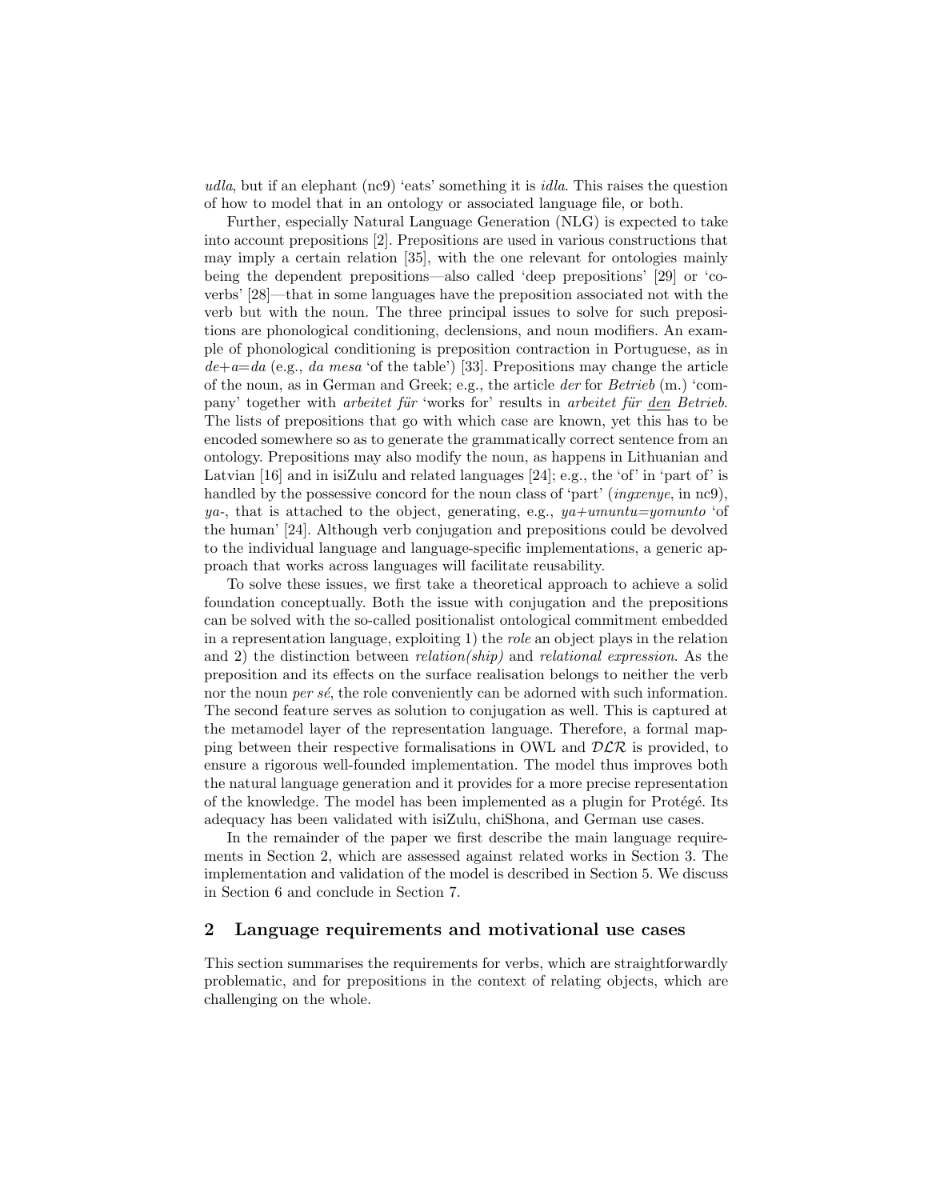*udla*, but if an elephant (nc9) 'eats' something it is *idla*. This raises the question of how to model that in an ontology or associated language file, or both.

Further, especially Natural Language Generation (NLG) is expected to take into account prepositions [2]. Prepositions are used in various constructions that may imply a certain relation [35], with the one relevant for ontologies mainly being the dependent prepositions—also called 'deep prepositions' [29] or 'co-verbs' [28]—that in some languages have the preposition associated not with the verb but with the noun. The three principal issues to solve for such prepositions are phonological conditioning, declensions, and noun modifiers. An example of phonological conditioning is preposition contraction in Portuguese, as in *de*+*a*=*da* (e.g., *da mesa* 'of the table') [33]. Prepositions may change the article of the noun, as in German and Greek; e.g., the article *der* for *Betrieb* (m.) 'company' together with *arbeitet für* 'works for' results in *arbeitet für* <u>*den*</u> *Betrieb*. The lists of prepositions that go with which case are known, yet this has to be encoded somewhere so as to generate the grammatically correct sentence from an ontology. Prepositions may also modify the noun, as happens in Lithuanian and Latvian [16] and in isiZulu and related languages [24]; e.g., the 'of' in 'part of' is handled by the possessive concord for the noun class of 'part' (*ingxenye*, in nc9), *ya-*, that is attached to the object, generating, e.g., *ya*+*umuntu*=*yomunto* 'of the human' [24]. Although verb conjugation and prepositions could be devolved to the individual language and language-specific implementations, a generic approach that works across languages will facilitate reusability.

To solve these issues, we first take a theoretical approach to achieve a solid foundation conceptually. Both the issue with conjugation and the prepositions can be solved with the so-called positionalist ontological commitment embedded in a representation language, exploiting 1) the *role* an object plays in the relation and 2) the distinction between *relation(ship)* and *relational expression*. As the preposition and its effects on the surface realisation belongs to neither the verb nor the noun *per sé*, the role conveniently can be adorned with such information. The second feature serves as solution to conjugation as well. This is captured at the metamodel layer of the representation language. Therefore, a formal mapping between their respective formalisations in OWL and $\mathcal{DLR}$ is provided, to ensure a rigorous well-founded implementation. The model thus improves both the natural language generation and it provides for a more precise representation of the knowledge. The model has been implemented as a plugin for Protégé. Its adequacy has been validated with isiZulu, chiShona, and German use cases.

In the remainder of the paper we first describe the main language requirements in Section 2, which are assessed against related works in Section 3. The implementation and validation of the model is described in Section 5. We discuss in Section 6 and conclude in Section 7.

## 2 Language requirements and motivational use cases

This section summarises the requirements for verbs, which are straightforwardly problematic, and for prepositions in the context of relating objects, which are challenging on the whole.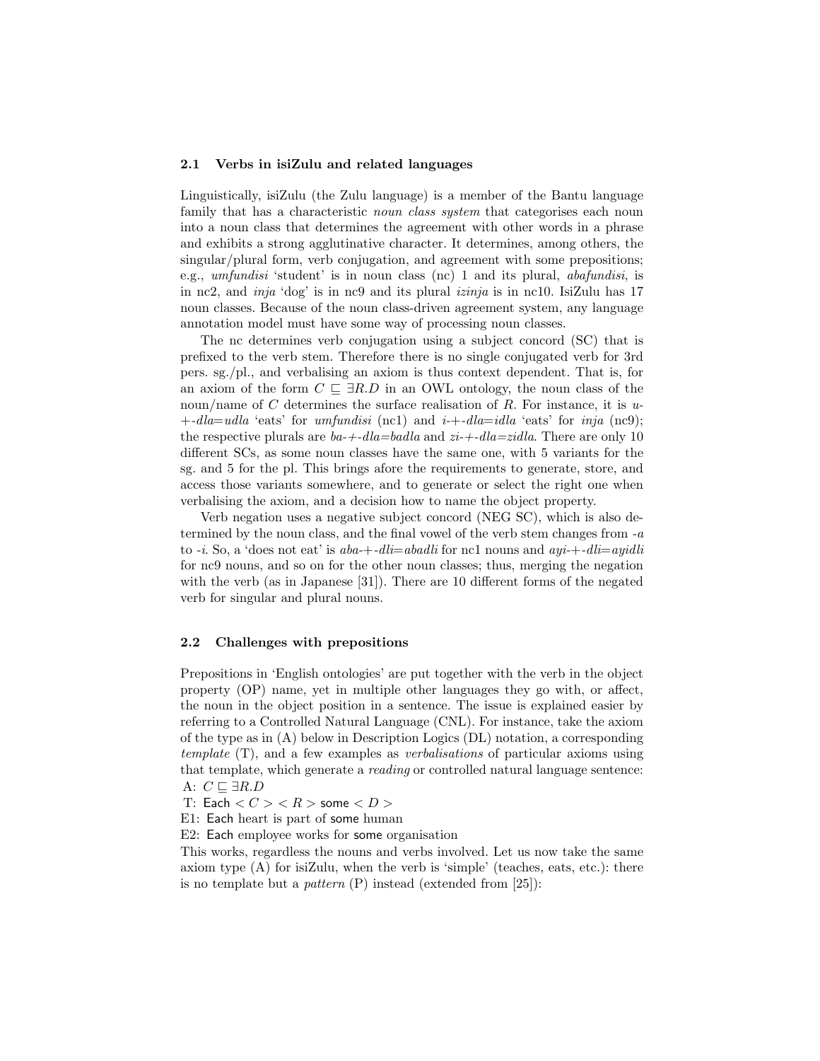### 2.1 Verbs in isiZulu and related languages

Linguistically, isiZulu (the Zulu language) is a member of the Bantu language family that has a characteristic *noun class system* that categorises each noun into a noun class that determines the agreement with other words in a phrase and exhibits a strong agglutinative character. It determines, among others, the singular/plural form, verb conjugation, and agreement with some prepositions; e.g., *umfundisi* 'student' is in noun class (nc) 1 and its plural, *abafundisi*, is in nc2, and *inja* 'dog' is in nc9 and its plural *izinja* is in nc10. IsiZulu has 17 noun classes. Because of the noun class-driven agreement system, any language annotation model must have some way of processing noun classes.

The nc determines verb conjugation using a subject concord (SC) that is prefixed to the verb stem. Therefore there is no single conjugated verb for 3rd pers. sg./pl., and verbalising an axiom is thus context dependent. That is, for an axiom of the form $C \sqsubseteq \exists R.D$ in an OWL ontology, the noun class of the noun/name of $C$ determines the surface realisation of $R$. For instance, it is *u-+-dla=udla* 'eats' for *umfundisi* (nc1) and *i-+-dla=idla* 'eats' for *inja* (nc9); the respective plurals are *ba-+-dla=badla* and *zi-+-dla=zidla*. There are only 10 different SCs, as some noun classes have the same one, with 5 variants for the sg. and 5 for the pl. This brings afore the requirements to generate, store, and access those variants somewhere, and to generate or select the right one when verbalising the axiom, and a decision how to name the object property.

Verb negation uses a negative subject concord (NEG SC), which is also determined by the noun class, and the final vowel of the verb stem changes from *-a* to *-i*. So, a 'does not eat' is *aba-+-dli=abadli* for nc1 nouns and *ayi-+-dli=ayidli* for nc9 nouns, and so on for the other noun classes; thus, merging the negation with the verb (as in Japanese [31]). There are 10 different forms of the negated verb for singular and plural nouns.

### 2.2 Challenges with prepositions

Prepositions in 'English ontologies' are put together with the verb in the object property (OP) name, yet in multiple other languages they go with, or affect, the noun in the object position in a sentence. The issue is explained easier by referring to a Controlled Natural Language (CNL). For instance, take the axiom of the type as in (A) below in Description Logics (DL) notation, a corresponding *template* (T), and a few examples as *verbalisations* of particular axioms using that template, which generate a *reading* or controlled natural language sentence:

A: $C \sqsubseteq \exists R.D$

T: Each $< C >$ $< R >$ some $< D >$

E1: Each heart is part of some human

E2: Each employee works for some organisation

This works, regardless the nouns and verbs involved. Let us now take the same axiom type (A) for isiZulu, when the verb is 'simple' (teaches, eats, etc.): there is no template but a *pattern* (P) instead (extended from [25]):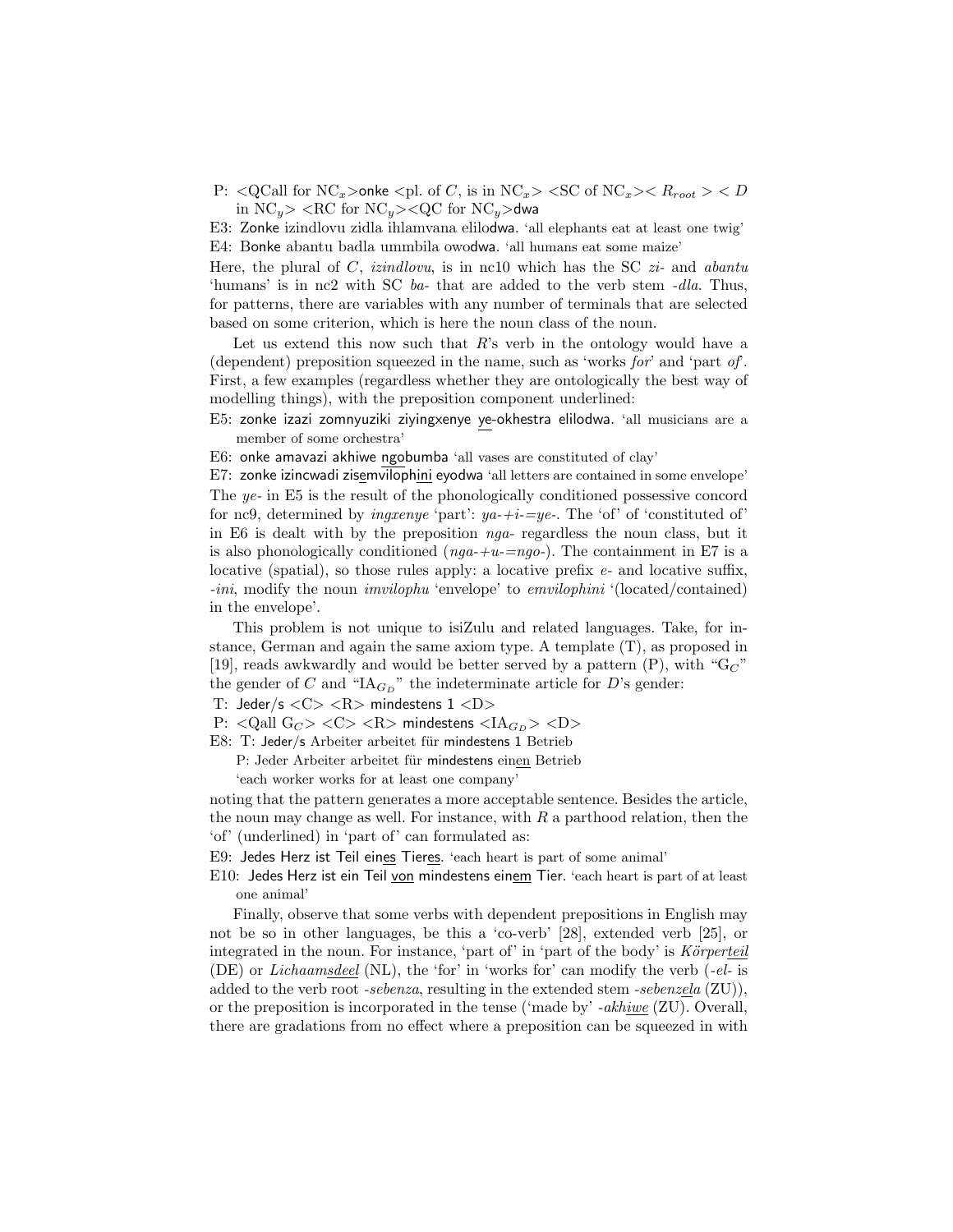P: <QCall for $\text{NC}_x$>onke <pl. of $C$, is in $\text{NC}_x$> <SC of $\text{NC}_x$>< $R_{root}$ > < $D$ in $\text{NC}_y$> <RC for $\text{NC}_y$><QC for $\text{NC}_y$>dwa

E3: Zonke izindlovu zidla ihlamvana elilodwa. 'all elephants eat at least one twig'

E4: Bonke abantu badla ummbila owodwa. 'all humans eat some maize'

Here, the plural of $C$, *izindlovu*, is in nc10 which has the SC *zi-* and *abantu* 'humans' is in nc2 with SC *ba-* that are added to the verb stem *-dla*. Thus, for patterns, there are variables with any number of terminals that are selected based on some criterion, which is here the noun class of the noun.

Let us extend this now such that $R$'s verb in the ontology would have a (dependent) preposition squeezed in the name, such as 'works *for*' and 'part *of*'. First, a few examples (regardless whether they are ontologically the best way of modelling things), with the preposition component underlined:

E5: zonke izazi zomnyuziki ziyingxenye <u>ye</u>-okhestra elilodwa. 'all musicians are a member of some orchestra'

E6: onke amavazi akhiwe <u>ngo</u>bumba 'all vases are constituted of clay'

E7: zonke izincwadi zis<u>e</u>mviloph<u>ini</u> eyodwa 'all letters are contained in some envelope'

The *ye-* in E5 is the result of the phonologically conditioned possessive concord for nc9, determined by *ingxenye* 'part': *ya-+i-=ye-*. The 'of' of 'constituted of' in E6 is dealt with by the preposition *nga-* regardless the noun class, but it is also phonologically conditioned (*nga-+u-=ngo-*). The containment in E7 is a locative (spatial), so those rules apply: a locative prefix *e-* and locative suffix, *-ini*, modify the noun *imvilophu* 'envelope' to *emvilophini* '(located/contained) in the envelope'.

This problem is not unique to isiZulu and related languages. Take, for instance, German and again the same axiom type. A template (T), as proposed in [19], reads awkwardly and would be better served by a pattern (P), with "$\text{G}_C$" the gender of $C$ and "$\text{IA}_{G_D}$" the indeterminate article for $D$'s gender:

T: Jeder/s <C> <R> mindestens 1 <D>

P: <Qall $\text{G}_C$> <C> <R> mindestens <$\text{IA}_{G_D}$> <D>

E8: T: Jeder/s Arbeiter arbeitet für mindestens 1 Betrieb
P: Jeder Arbeiter arbeitet für mindestens ein<u>en</u> Betrieb
'each worker works for at least one company'

noting that the pattern generates a more acceptable sentence. Besides the article, the noun may change as well. For instance, with $R$ a parthood relation, then the 'of' (underlined) in 'part of' can formulated as:

E9: Jedes Herz ist Teil ein<u>es</u> Tier<u>es</u>. 'each heart is part of some animal'

E10: Jedes Herz ist ein Teil <u>von</u> mindestens ein<u>em</u> Tier. 'each heart is part of at least one animal'

Finally, observe that some verbs with dependent prepositions in English may not be so in other languages, be this a 'co-verb' [28], extended verb [25], or integrated in the noun. For instance, 'part of' in 'part of the body' is *Körper<u>teil</u>* (DE) or *Lichaam<u>sdeel</u>* (NL), the 'for' in 'works for' can modify the verb (*-el-* is added to the verb root *-sebenza*, resulting in the extended stem *-sebenz<u>el</u>a* (ZU)), or the preposition is incorporated in the tense ('made by' *-akh<u>iwe</u>* (ZU). Overall, there are gradations from no effect where a preposition can be squeezed in with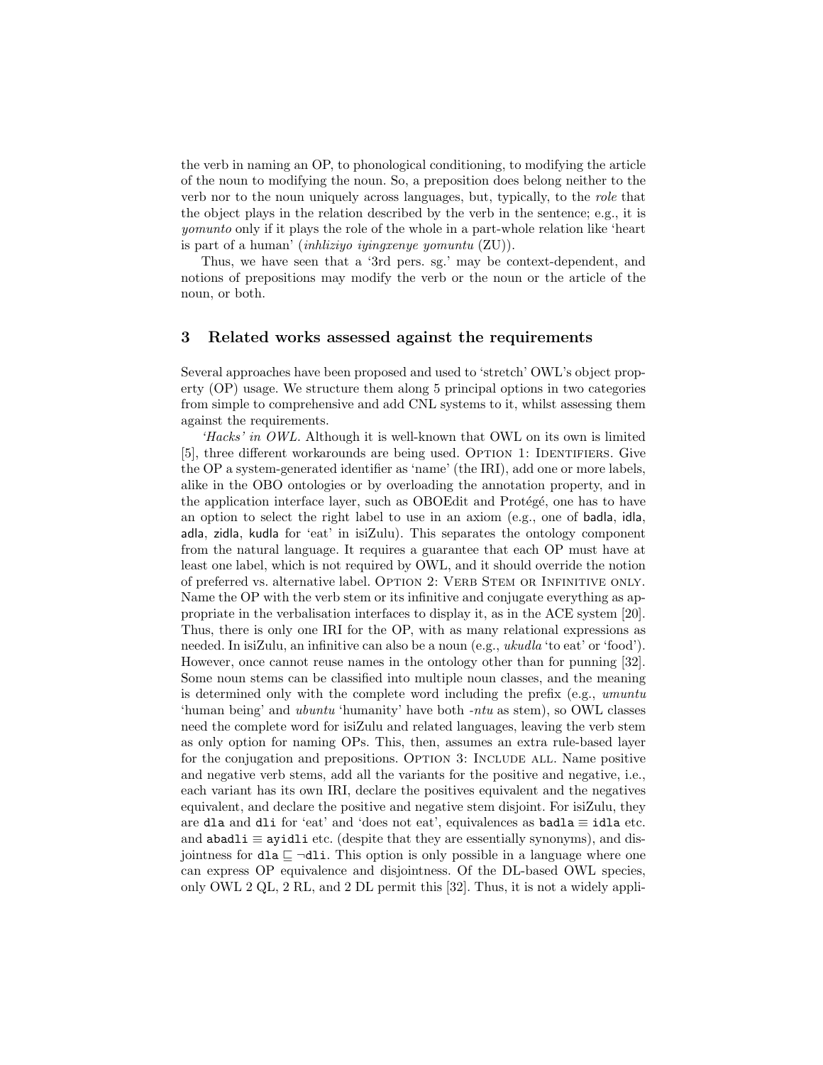the verb in naming an OP, to phonological conditioning, to modifying the article of the noun to modifying the noun. So, a preposition does belong neither to the verb nor to the noun uniquely across languages, but, typically, to the *role* that the object plays in the relation described by the verb in the sentence; e.g., it is *yomunto* only if it plays the role of the whole in a part-whole relation like 'heart is part of a human' (*inhliziyo iyingxenye yomuntu* (ZU)).

Thus, we have seen that a '3rd pers. sg.' may be context-dependent, and notions of prepositions may modify the verb or the noun or the article of the noun, or both.

## 3 Related works assessed against the requirements

Several approaches have been proposed and used to 'stretch' OWL's object property (OP) usage. We structure them along 5 principal options in two categories from simple to comprehensive and add CNL systems to it, whilst assessing them against the requirements.

*'Hacks' in OWL.* Although it is well-known that OWL on its own is limited [5], three different workarounds are being used. Option 1: Identifiers. Give the OP a system-generated identifier as 'name' (the IRI), add one or more labels, alike in the OBO ontologies or by overloading the annotation property, and in the application interface layer, such as OBOEdit and Protégé, one has to have an option to select the right label to use in an axiom (e.g., one of badla, idla, adla, zidla, kudla for 'eat' in isiZulu). This separates the ontology component from the natural language. It requires a guarantee that each OP must have at least one label, which is not required by OWL, and it should override the notion of preferred vs. alternative label. Option 2: Verb Stem or Infinitive only. Name the OP with the verb stem or its infinitive and conjugate everything as appropriate in the verbalisation interfaces to display it, as in the ACE system [20]. Thus, there is only one IRI for the OP, with as many relational expressions as needed. In isiZulu, an infinitive can also be a noun (e.g., *ukudla* 'to eat' or 'food'). However, once cannot reuse names in the ontology other than for punning [32]. Some noun stems can be classified into multiple noun classes, and the meaning is determined only with the complete word including the prefix (e.g., *umuntu* 'human being' and *ubuntu* 'humanity' have both *-ntu* as stem), so OWL classes need the complete word for isiZulu and related languages, leaving the verb stem as only option for naming OPs. This, then, assumes an extra rule-based layer for the conjugation and prepositions. Option 3: Include all. Name positive and negative verb stems, add all the variants for the positive and negative, i.e., each variant has its own IRI, declare the positives equivalent and the negatives equivalent, and declare the positive and negative stem disjoint. For isiZulu, they are `dla` and `dli` for 'eat' and 'does not eat', equivalences as `badla` $\equiv$ `idla` etc. and `abadli` $\equiv$ `ayidli` etc. (despite that they are essentially synonyms), and disjointness for `dla` $\sqsubseteq \neg$`dli`. This option is only possible in a language where one can express OP equivalence and disjointness. Of the DL-based OWL species, only OWL 2 QL, 2 RL, and 2 DL permit this [32]. Thus, it is not a widely appli-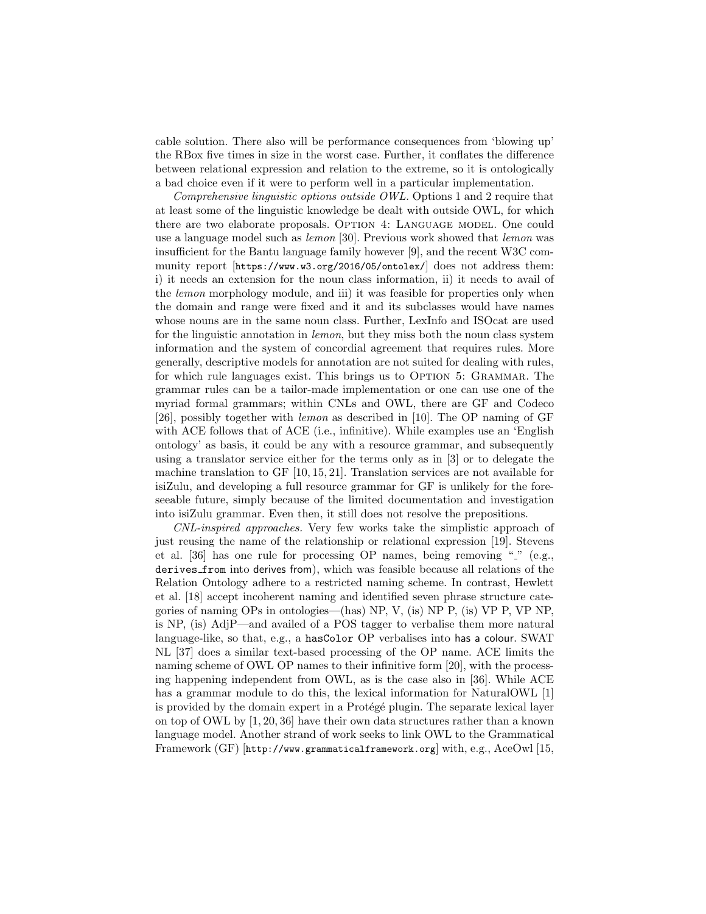cable solution. There also will be performance consequences from 'blowing up' the RBox five times in size in the worst case. Further, it conflates the difference between relational expression and relation to the extreme, so it is ontologically a bad choice even if it were to perform well in a particular implementation.

*Comprehensive linguistic options outside OWL.* Options 1 and 2 require that at least some of the linguistic knowledge be dealt with outside OWL, for which there are two elaborate proposals. Option 4: Language model. One could use a language model such as *lemon* [30]. Previous work showed that *lemon* was insufficient for the Bantu language family however [9], and the recent W3C community report [`https://www.w3.org/2016/05/ontolex/`] does not address them: i) it needs an extension for the noun class information, ii) it needs to avail of the *lemon* morphology module, and iii) it was feasible for properties only when the domain and range were fixed and it and its subclasses would have names whose nouns are in the same noun class. Further, LexInfo and ISOcat are used for the linguistic annotation in *lemon*, but they miss both the noun class system information and the system of concordial agreement that requires rules. More generally, descriptive models for annotation are not suited for dealing with rules, for which rule languages exist. This brings us to Option 5: Grammar. The grammar rules can be a tailor-made implementation or one can use one of the myriad formal grammars; within CNLs and OWL, there are GF and Codeco [26], possibly together with *lemon* as described in [10]. The OP naming of GF with ACE follows that of ACE (i.e., infinitive). While examples use an 'English ontology' as basis, it could be any with a resource grammar, and subsequently using a translator service either for the terms only as in [3] or to delegate the machine translation to GF [10, 15, 21]. Translation services are not available for isiZulu, and developing a full resource grammar for GF is unlikely for the foreseeable future, simply because of the limited documentation and investigation into isiZulu grammar. Even then, it still does not resolve the prepositions.

*CNL-inspired approaches.* Very few works take the simplistic approach of just reusing the name of the relationship or relational expression [19]. Stevens et al. [36] has one rule for processing OP names, being removing "_" (e.g., `derives_from` into derives from), which was feasible because all relations of the Relation Ontology adhere to a restricted naming scheme. In contrast, Hewlett et al. [18] accept incoherent naming and identified seven phrase structure categories of naming OPs in ontologies—(has) NP, V, (is) NP P, (is) VP P, VP NP, is NP, (is) AdjP—and availed of a POS tagger to verbalise them more natural language-like, so that, e.g., a `hasColor` OP verbalises into has a colour. SWAT NL [37] does a similar text-based processing of the OP name. ACE limits the naming scheme of OWL OP names to their infinitive form [20], with the processing happening independent from OWL, as is the case also in [36]. While ACE has a grammar module to do this, the lexical information for NaturalOWL [1] is provided by the domain expert in a Protégé plugin. The separate lexical layer on top of OWL by [1, 20, 36] have their own data structures rather than a known language model. Another strand of work seeks to link OWL to the Grammatical Framework (GF) [`http://www.grammaticalframework.org`] with, e.g., AceOwl [15,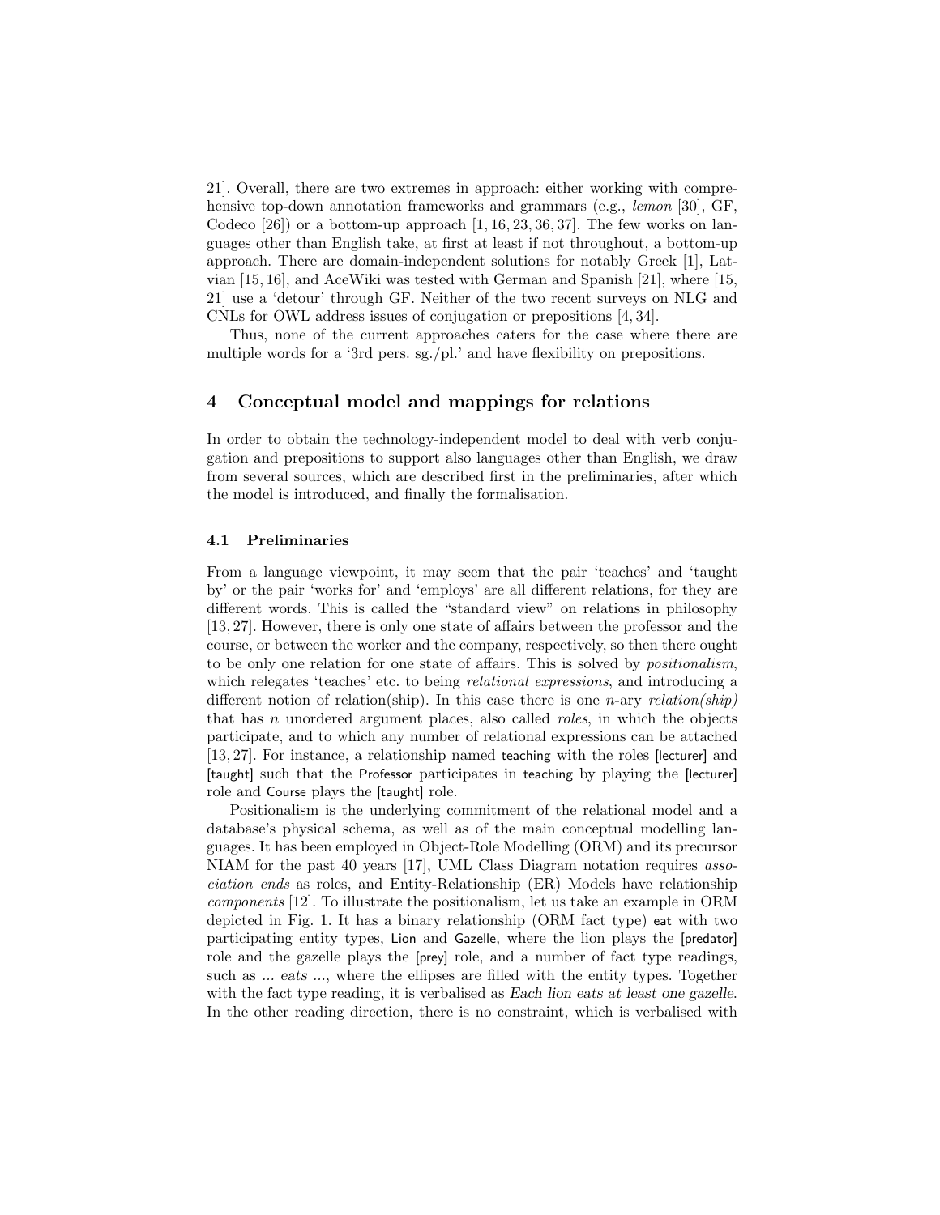21]. Overall, there are two extremes in approach: either working with comprehensive top-down annotation frameworks and grammars (e.g., *lemon* [30], GF, Codeco [26]) or a bottom-up approach [1, 16, 23, 36, 37]. The few works on languages other than English take, at first at least if not throughout, a bottom-up approach. There are domain-independent solutions for notably Greek [1], Latvian [15, 16], and AceWiki was tested with German and Spanish [21], where [15, 21] use a 'detour' through GF. Neither of the two recent surveys on NLG and CNLs for OWL address issues of conjugation or prepositions [4, 34].

Thus, none of the current approaches caters for the case where there are multiple words for a '3rd pers. sg./pl.' and have flexibility on prepositions.

## 4 Conceptual model and mappings for relations

In order to obtain the technology-independent model to deal with verb conjugation and prepositions to support also languages other than English, we draw from several sources, which are described first in the preliminaries, after which the model is introduced, and finally the formalisation.

### 4.1 Preliminaries

From a language viewpoint, it may seem that the pair 'teaches' and 'taught by' or the pair 'works for' and 'employs' are all different relations, for they are different words. This is called the "standard view" on relations in philosophy [13, 27]. However, there is only one state of affairs between the professor and the course, or between the worker and the company, respectively, so then there ought to be only one relation for one state of affairs. This is solved by *positionalism*, which relegates 'teaches' etc. to being *relational expressions*, and introducing a different notion of relation(ship). In this case there is one $n$-ary *relation(ship)* that has $n$ unordered argument places, also called *roles*, in which the objects participate, and to which any number of relational expressions can be attached [13, 27]. For instance, a relationship named teaching with the roles [lecturer] and [taught] such that the Professor participates in teaching by playing the [lecturer] role and Course plays the [taught] role.

Positionalism is the underlying commitment of the relational model and a database's physical schema, as well as of the main conceptual modelling languages. It has been employed in Object-Role Modelling (ORM) and its precursor NIAM for the past 40 years [17], UML Class Diagram notation requires *association ends* as roles, and Entity-Relationship (ER) Models have relationship *components* [12]. To illustrate the positionalism, let us take an example in ORM depicted in Fig. 1. It has a binary relationship (ORM fact type) eat with two participating entity types, Lion and Gazelle, where the lion plays the [predator] role and the gazelle plays the [prey] role, and a number of fact type readings, such as ... eats ..., where the ellipses are filled with the entity types. Together with the fact type reading, it is verbalised as Each lion eats at least one gazelle. In the other reading direction, there is no constraint, which is verbalised with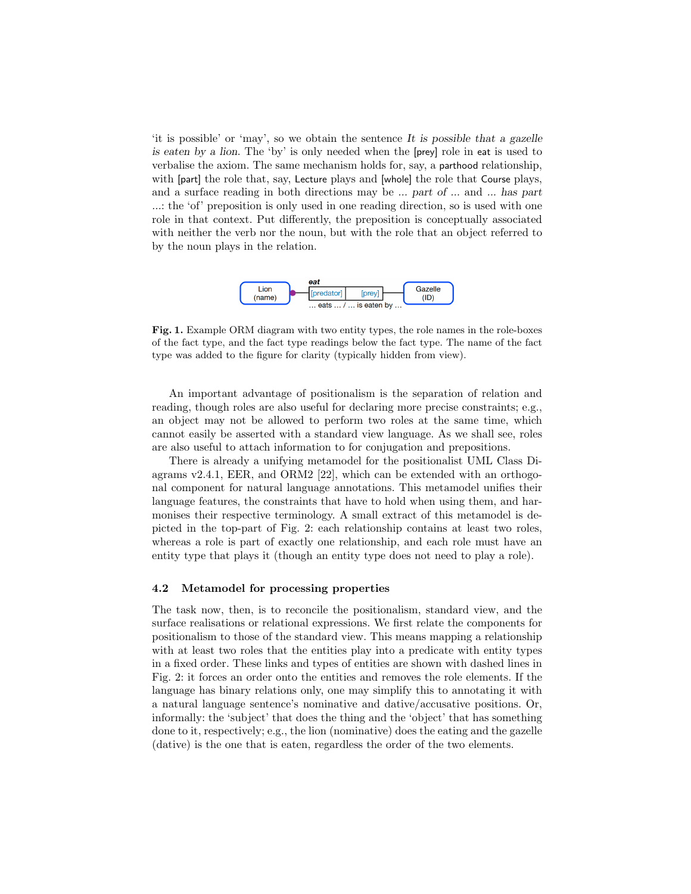'it is possible' or 'may', so we obtain the sentence *It is possible that a gazelle is eaten by a lion*. The 'by' is only needed when the [prey] role in eat is used to verbalise the axiom. The same mechanism holds for, say, a parthood relationship, with [part] the role that, say, Lecture plays and [whole] the role that Course plays, and a surface reading in both directions may be *... part of ...* and *... has part ...*: the 'of' preposition is only used in one reading direction, so is used with one role in that context. Put differently, the preposition is conceptually associated with neither the verb nor the noun, but with the role that an object referred to by the noun plays in the relation.

eat

Lion (name)

[predator] [prey]

Gazelle (ID)

... eats ... / ... is eaten by ...

**Fig. 1.** Example ORM diagram with two entity types, the role names in the role-boxes of the fact type, and the fact type readings below the fact type. The name of the fact type was added to the figure for clarity (typically hidden from view).

An important advantage of positionalism is the separation of relation and reading, though roles are also useful for declaring more precise constraints; e.g., an object may not be allowed to perform two roles at the same time, which cannot easily be asserted with a standard view language. As we shall see, roles are also useful to attach information to for conjugation and prepositions.

There is already a unifying metamodel for the positionalist UML Class Diagrams v2.4.1, EER, and ORM2 [22], which can be extended with an orthogonal component for natural language annotations. This metamodel unifies their language features, the constraints that have to hold when using them, and harmonises their respective terminology. A small extract of this metamodel is depicted in the top-part of Fig. 2: each relationship contains at least two roles, whereas a role is part of exactly one relationship, and each role must have an entity type that plays it (though an entity type does not need to play a role).

### 4.2 Metamodel for processing properties

The task now, then, is to reconcile the positionalism, standard view, and the surface realisations or relational expressions. We first relate the components for positionalism to those of the standard view. This means mapping a relationship with at least two roles that the entities play into a predicate with entity types in a fixed order. These links and types of entities are shown with dashed lines in Fig. 2: it forces an order onto the entities and removes the role elements. If the language has binary relations only, one may simplify this to annotating it with a natural language sentence's nominative and dative/accusative positions. Or, informally: the 'subject' that does the thing and the 'object' that has something done to it, respectively; e.g., the lion (nominative) does the eating and the gazelle (dative) is the one that is eaten, regardless the order of the two elements.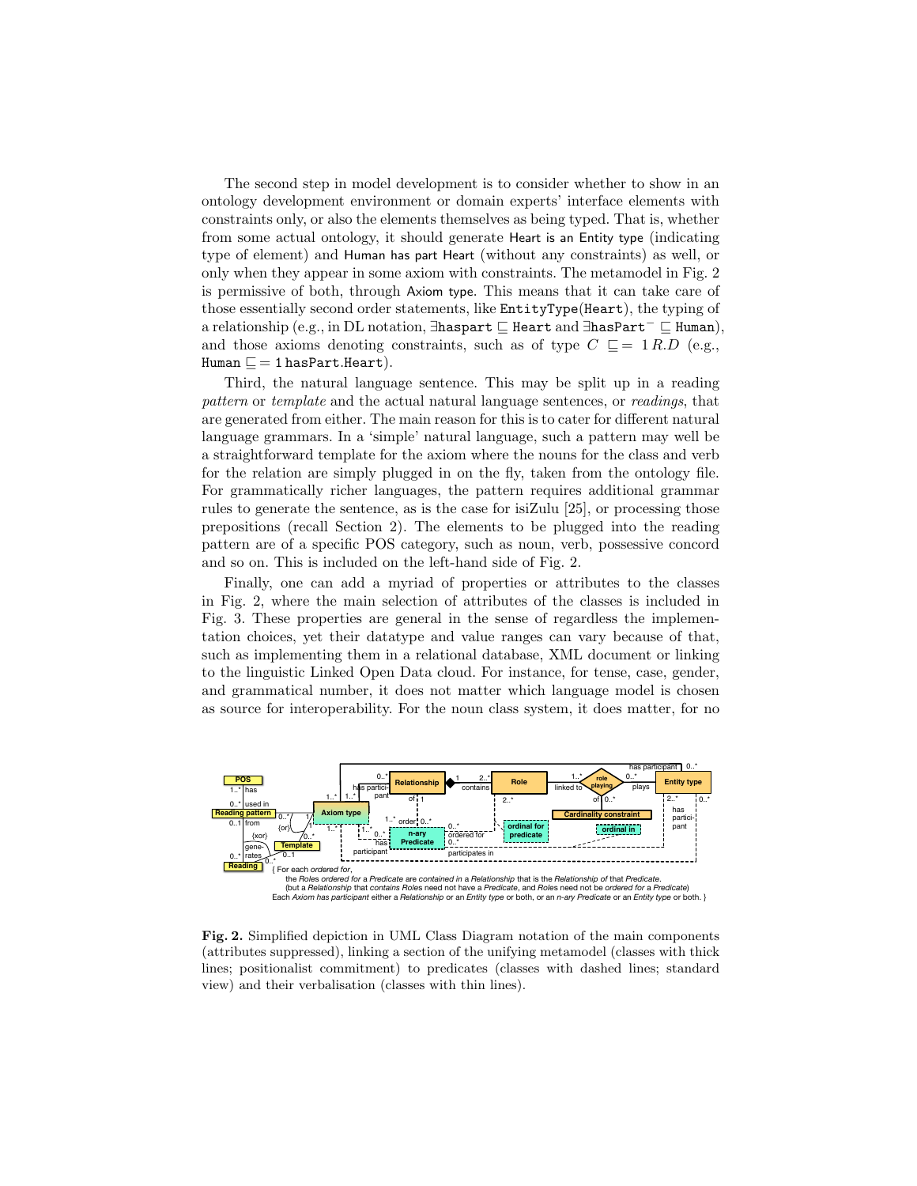The second step in model development is to consider whether to show in an ontology development environment or domain experts' interface elements with constraints only, or also the elements themselves as being typed. That is, whether from some actual ontology, it should generate Heart is an Entity type (indicating type of element) and Human has part Heart (without any constraints) as well, or only when they appear in some axiom with constraints. The metamodel in Fig. 2 is permissive of both, through Axiom type. This means that it can take care of those essentially second order statements, like EntityType(Heart), the typing of a relationship (e.g., in DL notation, $\exists \texttt{haspart} \sqsubseteq \texttt{Heart}$ and $\exists \texttt{hasPart}^{-} \sqsubseteq \texttt{Human}$), and those axioms denoting constraints, such as of type $C \sqsubseteq = 1 R.D$ (e.g., $\texttt{Human} \sqsubseteq = 1\,\texttt{hasPart.Heart}$).

Third, the natural language sentence. This may be split up in a reading *pattern* or *template* and the actual natural language sentences, or *readings*, that are generated from either. The main reason for this is to cater for different natural language grammars. In a 'simple' natural language, such a pattern may well be a straightforward template for the axiom where the nouns for the class and verb for the relation are simply plugged in on the fly, taken from the ontology file. For grammatically richer languages, the pattern requires additional grammar rules to generate the sentence, as is the case for isiZulu [25], or processing those prepositions (recall Section 2). The elements to be plugged into the reading pattern are of a specific POS category, such as noun, verb, possessive concord and so on. This is included on the left-hand side of Fig. 2.

Finally, one can add a myriad of properties or attributes to the classes in Fig. 2, where the main selection of attributes of the classes is included in Fig. 3. These properties are general in the sense of regardless the implementation choices, yet their datatype and value ranges can vary because of that, such as implementing them in a relational database, XML document or linking to the linguistic Linked Open Data cloud. For instance, for tense, case, gender, and grammatical number, it does not matter which language model is chosen as source for interoperability. For the noun class system, it does matter, for no

POS
Reading pattern
Reading
Template
Axiom type
Relationship
Role
role playing
Entity type
Cardinality constraint
n-ary Predicate
ordinal for predicate
ordinal in
has
used in
from
{xor}
{or}
generates
has participant
contains
linked to
plays
order
ordered for
participates in

{ For each *ordered for*,
the *Roles ordered for* a *Predicate* are *contained in* a *Relationship* that is the *Relationship of* that *Predicate*.
(but a *Relationship* that *contains Roles* need not have a *Predicate*, and *Roles* need not be *ordered for* a *Predicate*)
Each *Axiom has participant* either a *Relationship* or an *Entity type* or both, or an *n-ary Predicate* or an *Entity type* or both. }

**Fig. 2.** Simplified depiction in UML Class Diagram notation of the main components (attributes suppressed), linking a section of the unifying metamodel (classes with thick lines; positionalist commitment) to predicates (classes with dashed lines; standard view) and their verbalisation (classes with thin lines).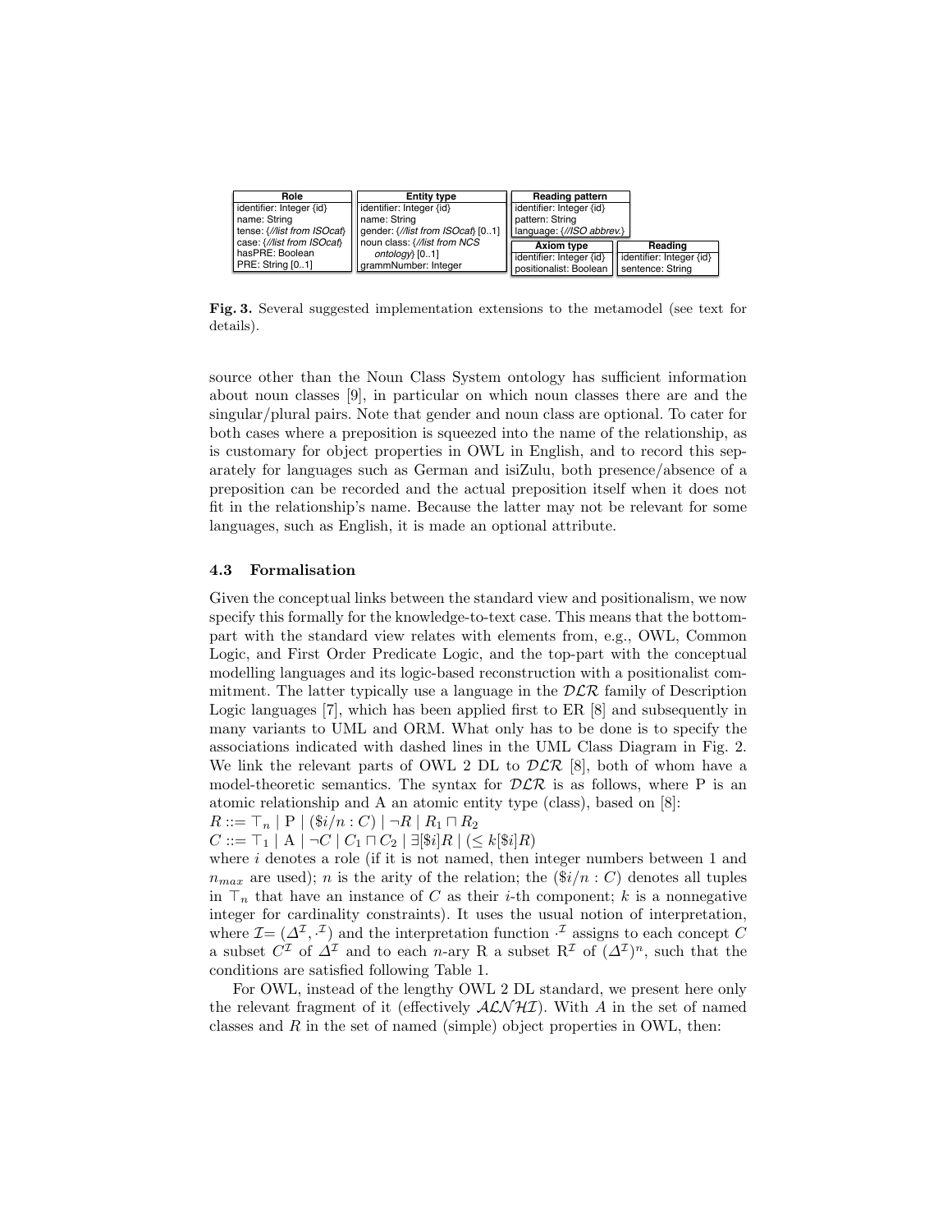| Role |
|---|
| identifier: Integer {id} |
| name: String |
| tense: {//list from ISOcat} |
| case: {//list from ISOcat} |
| hasPRE: Boolean |
| PRE: String [0..1] |

| Entity type |
|---|
| identifier: Integer {id} |
| name: String |
| gender: {//list from ISOcat} [0..1] |
| noun class: {//list from NCS ontology} [0..1] |
| grammNumber: Integer |

| Reading pattern |
|---|
| identifier: Integer {id} |
| pattern: String |
| language: {//ISO abbrev.} |

| Axiom type |
|---|
| identifier: Integer {id} |
| positionalist: Boolean |

| Reading |
|---|
| identifier: Integer {id} |
| sentence: String |

**Fig. 3.** Several suggested implementation extensions to the metamodel (see text for details).

source other than the Noun Class System ontology has sufficient information about noun classes [9], in particular on which noun classes there are and the singular/plural pairs. Note that gender and noun class are optional. To cater for both cases where a preposition is squeezed into the name of the relationship, as is customary for object properties in OWL in English, and to record this separately for languages such as German and isiZulu, both presence/absence of a preposition can be recorded and the actual preposition itself when it does not fit in the relationship's name. Because the latter may not be relevant for some languages, such as English, it is made an optional attribute.

### 4.3 Formalisation

Given the conceptual links between the standard view and positionalism, we now specify this formally for the knowledge-to-text case. This means that the bottom-part with the standard view relates with elements from, e.g., OWL, Common Logic, and First Order Predicate Logic, and the top-part with the conceptual modelling languages and its logic-based reconstruction with a positionalist commitment. The latter typically use a language in the $\mathcal{DLR}$ family of Description Logic languages [7], which has been applied first to ER [8] and subsequently in many variants to UML and ORM. What only has to be done is to specify the associations indicated with dashed lines in the UML Class Diagram in Fig. 2. We link the relevant parts of OWL 2 DL to $\mathcal{DLR}$ [8], both of whom have a model-theoretic semantics. The syntax for $\mathcal{DLR}$ is as follows, where P is an atomic relationship and A an atomic entity type (class), based on [8]:

$R ::= \top_n \mid \mathrm{P} \mid (\$i/n : C) \mid \neg R \mid R_1 \sqcap R_2$

$C ::= \top_1 \mid \mathrm{A} \mid \neg C \mid C_1 \sqcap C_2 \mid \exists[\$i]R \mid (\leq k[\$i]R)$

where $i$ denotes a role (if it is not named, then integer numbers between 1 and $n_{max}$ are used); $n$ is the arity of the relation; the $(\$i/n : C)$ denotes all tuples in $\top_n$ that have an instance of $C$ as their $i$-th component; $k$ is a nonnegative integer for cardinality constraints). It uses the usual notion of interpretation, where $\mathcal{I}= (\Delta^{\mathcal{I}}, \cdot^{\mathcal{I}})$ and the interpretation function $\cdot^{\mathcal{I}}$ assigns to each concept $C$ a subset $C^{\mathcal{I}}$ of $\Delta^{\mathcal{I}}$ and to each $n$-ary R a subset $\mathrm{R}^{\mathcal{I}}$ of $(\Delta^{\mathcal{I}})^n$, such that the conditions are satisfied following Table 1.

For OWL, instead of the lengthy OWL 2 DL standard, we present here only the relevant fragment of it (effectively $\mathcal{ALNHI}$). With $A$ in the set of named classes and $R$ in the set of named (simple) object properties in OWL, then: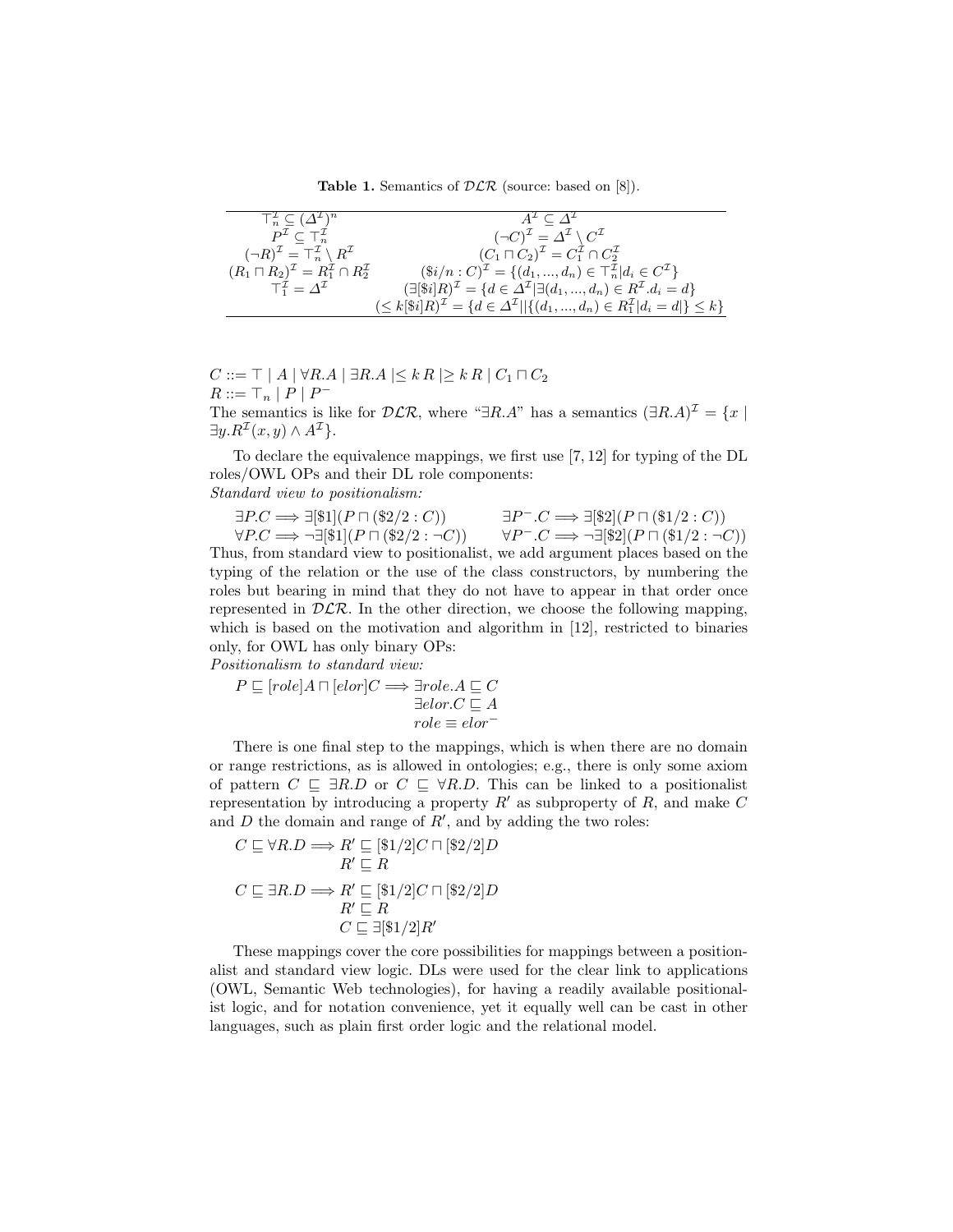**Table 1.** Semantics of $\mathcal{DLR}$ (source: based on [8]).

| | |
|---|---|
| $\top_n^{\mathcal{I}} \subseteq (\Delta^{\mathcal{I}})^n$ | $A^{\mathcal{I}} \subseteq \Delta^{\mathcal{I}}$ |
| $P^{\mathcal{I}} \subseteq \top_n^{\mathcal{I}}$ | $(\neg C)^{\mathcal{I}} = \Delta^{\mathcal{I}} \setminus C^{\mathcal{I}}$ |
| $(\neg R)^{\mathcal{I}} = \top_n^{\mathcal{I}} \setminus R^{\mathcal{I}}$ | $(C_1 \sqcap C_2)^{\mathcal{I}} = C_1^{\mathcal{I}} \cap C_2^{\mathcal{I}}$ |
| $(R_1 \sqcap R_2)^{\mathcal{I}} = R_1^{\mathcal{I}} \cap R_2^{\mathcal{I}}$ | $(\$i/n : C)^{\mathcal{I}} = \{(d_1, ..., d_n) \in \top_n^{\mathcal{I}} \vert d_i \in C^{\mathcal{I}}\}$ |
| $\top_1^{\mathcal{I}} = \Delta^{\mathcal{I}}$ | $(\exists[\$i]R)^{\mathcal{I}} = \{d \in \Delta^{\mathcal{I}} \vert \exists(d_1, ..., d_n) \in R^{\mathcal{I}}.d_i = d\}$ |
| | $(\leq k[\$i]R)^{\mathcal{I}} = \{d \in \Delta^{\mathcal{I}} \vert \vert\{(d_1, ..., d_n) \in R_1^{\mathcal{I}} \vert d_i = d\vert\} \leq k\}$ |

$C ::= \top \mid A \mid \forall R.A \mid \exists R.A \mid \leq k\, R \mid \geq k\, R \mid C_1 \sqcap C_2$
$R ::= \top_n \mid P \mid P^{-}$
The semantics is like for $\mathcal{DLR}$, where "$\exists R.A$" has a semantics $(\exists R.A)^{\mathcal{I}} = \{x \mid \exists y.R^{\mathcal{I}}(x,y) \wedge A^{\mathcal{I}}\}$.

To declare the equivalence mappings, we first use [7, 12] for typing of the DL roles/OWL OPs and their DL role components:
*Standard view to positionalism:*

$$\exists P.C \Longrightarrow \exists[\$1](P \sqcap (\$2/2 : C)) \qquad \exists P^{-}.C \Longrightarrow \exists[\$2](P \sqcap (\$1/2 : C))$$
$$\forall P.C \Longrightarrow \neg\exists[\$1](P \sqcap (\$2/2 : \neg C)) \qquad \forall P^{-}.C \Longrightarrow \neg\exists[\$2](P \sqcap (\$1/2 : \neg C))$$

Thus, from standard view to positionalist, we add argument places based on the typing of the relation or the use of the class constructors, by numbering the roles but bearing in mind that they do not have to appear in that order once represented in $\mathcal{DLR}$. In the other direction, we choose the following mapping, which is based on the motivation and algorithm in [12], restricted to binaries only, for OWL has only binary OPs:
*Positionalism to standard view:*

$$P \sqsubseteq [role]A \sqcap [elor]C \Longrightarrow \exists role.A \sqsubseteq C$$
$$\exists elor.C \sqsubseteq A$$
$$role \equiv elor^{-}$$

There is one final step to the mappings, which is when there are no domain or range restrictions, as is allowed in ontologies; e.g., there is only some axiom of pattern $C \sqsubseteq \exists R.D$ or $C \sqsubseteq \forall R.D$. This can be linked to a positionalist representation by introducing a property $R'$ as subproperty of $R$, and make $C$ and $D$ the domain and range of $R'$, and by adding the two roles:

$$C \sqsubseteq \forall R.D \Longrightarrow R' \sqsubseteq [\$1/2]C \sqcap [\$2/2]D$$
$$R' \sqsubseteq R$$

$$C \sqsubseteq \exists R.D \Longrightarrow R' \sqsubseteq [\$1/2]C \sqcap [\$2/2]D$$
$$R' \sqsubseteq R$$
$$C \sqsubseteq \exists[\$1/2]R'$$

These mappings cover the core possibilities for mappings between a positionalist and standard view logic. DLs were used for the clear link to applications (OWL, Semantic Web technologies), for having a readily available positionalist logic, and for notation convenience, yet it equally well can be cast in other languages, such as plain first order logic and the relational model.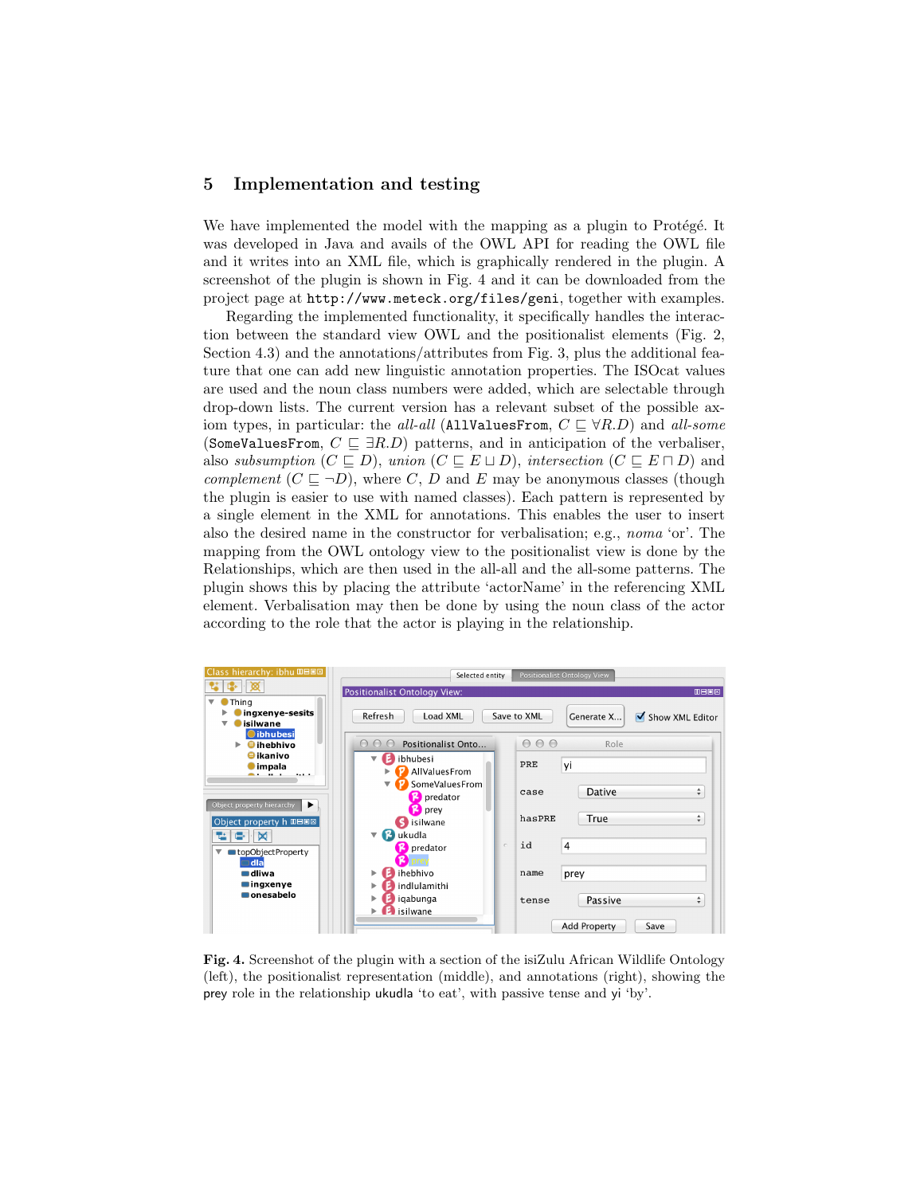## 5 Implementation and testing

We have implemented the model with the mapping as a plugin to Protégé. It was developed in Java and avails of the OWL API for reading the OWL file and it writes into an XML file, which is graphically rendered in the plugin. A screenshot of the plugin is shown in Fig. 4 and it can be downloaded from the project page at `http://www.meteck.org/files/geni`, together with examples.

Regarding the implemented functionality, it specifically handles the interaction between the standard view OWL and the positionalist elements (Fig. 2, Section 4.3) and the annotations/attributes from Fig. 3, plus the additional feature that one can add new linguistic annotation properties. The ISOcat values are used and the noun class numbers were added, which are selectable through drop-down lists. The current version has a relevant subset of the possible axiom types, in particular: the *all-all* (`AllValuesFrom`, $C \sqsubseteq \forall R.D$) and *all-some* (`SomeValuesFrom`, $C \sqsubseteq \exists R.D$) patterns, and in anticipation of the verbaliser, also *subsumption* ($C \sqsubseteq D$), *union* ($C \sqsubseteq E \sqcup D$), *intersection* ($C \sqsubseteq E \sqcap D$) and *complement* ($C \sqsubseteq \neg D$), where $C$, $D$ and $E$ may be anonymous classes (though the plugin is easier to use with named classes). Each pattern is represented by a single element in the XML for annotations. This enables the user to insert also the desired name in the constructor for verbalisation; e.g., *noma* 'or'. The mapping from the OWL ontology view to the positionalist view is done by the Relationships, which are then used in the all-all and the all-some patterns. The plugin shows this by placing the attribute 'actorName' in the referencing XML element. Verbalisation may then be done by using the noun class of the actor according to the role that the actor is playing in the relationship.

**Fig. 4.** Screenshot of the plugin with a section of the isiZulu African Wildlife Ontology (left), the positionalist representation (middle), and annotations (right), showing the prey role in the relationship ukudla 'to eat', with passive tense and yi 'by'.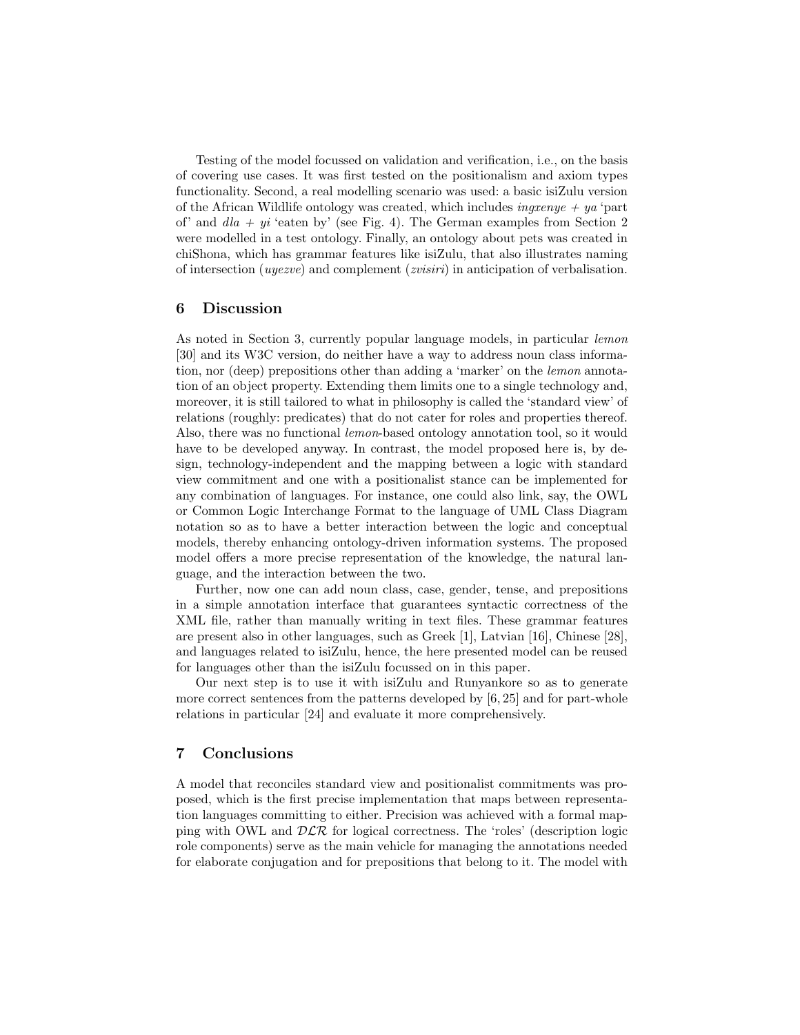Testing of the model focussed on validation and verification, i.e., on the basis of covering use cases. It was first tested on the positionalism and axiom types functionality. Second, a real modelling scenario was used: a basic isiZulu version of the African Wildlife ontology was created, which includes *ingxenye + ya* 'part of' and *dla + yi* 'eaten by' (see Fig. 4). The German examples from Section 2 were modelled in a test ontology. Finally, an ontology about pets was created in chiShona, which has grammar features like isiZulu, that also illustrates naming of intersection (*uyezve*) and complement (*zvisiri*) in anticipation of verbalisation.

## 6 Discussion

As noted in Section 3, currently popular language models, in particular *lemon* [30] and its W3C version, do neither have a way to address noun class information, nor (deep) prepositions other than adding a 'marker' on the *lemon* annotation of an object property. Extending them limits one to a single technology and, moreover, it is still tailored to what in philosophy is called the 'standard view' of relations (roughly: predicates) that do not cater for roles and properties thereof. Also, there was no functional *lemon*-based ontology annotation tool, so it would have to be developed anyway. In contrast, the model proposed here is, by design, technology-independent and the mapping between a logic with standard view commitment and one with a positionalist stance can be implemented for any combination of languages. For instance, one could also link, say, the OWL or Common Logic Interchange Format to the language of UML Class Diagram notation so as to have a better interaction between the logic and conceptual models, thereby enhancing ontology-driven information systems. The proposed model offers a more precise representation of the knowledge, the natural language, and the interaction between the two.

Further, now one can add noun class, case, gender, tense, and prepositions in a simple annotation interface that guarantees syntactic correctness of the XML file, rather than manually writing in text files. These grammar features are present also in other languages, such as Greek [1], Latvian [16], Chinese [28], and languages related to isiZulu, hence, the here presented model can be reused for languages other than the isiZulu focussed on in this paper.

Our next step is to use it with isiZulu and Runyankore so as to generate more correct sentences from the patterns developed by [6, 25] and for part-whole relations in particular [24] and evaluate it more comprehensively.

## 7 Conclusions

A model that reconciles standard view and positionalist commitments was proposed, which is the first precise implementation that maps between representation languages committing to either. Precision was achieved with a formal mapping with OWL and $\mathcal{DLR}$ for logical correctness. The 'roles' (description logic role components) serve as the main vehicle for managing the annotations needed for elaborate conjugation and for prepositions that belong to it. The model with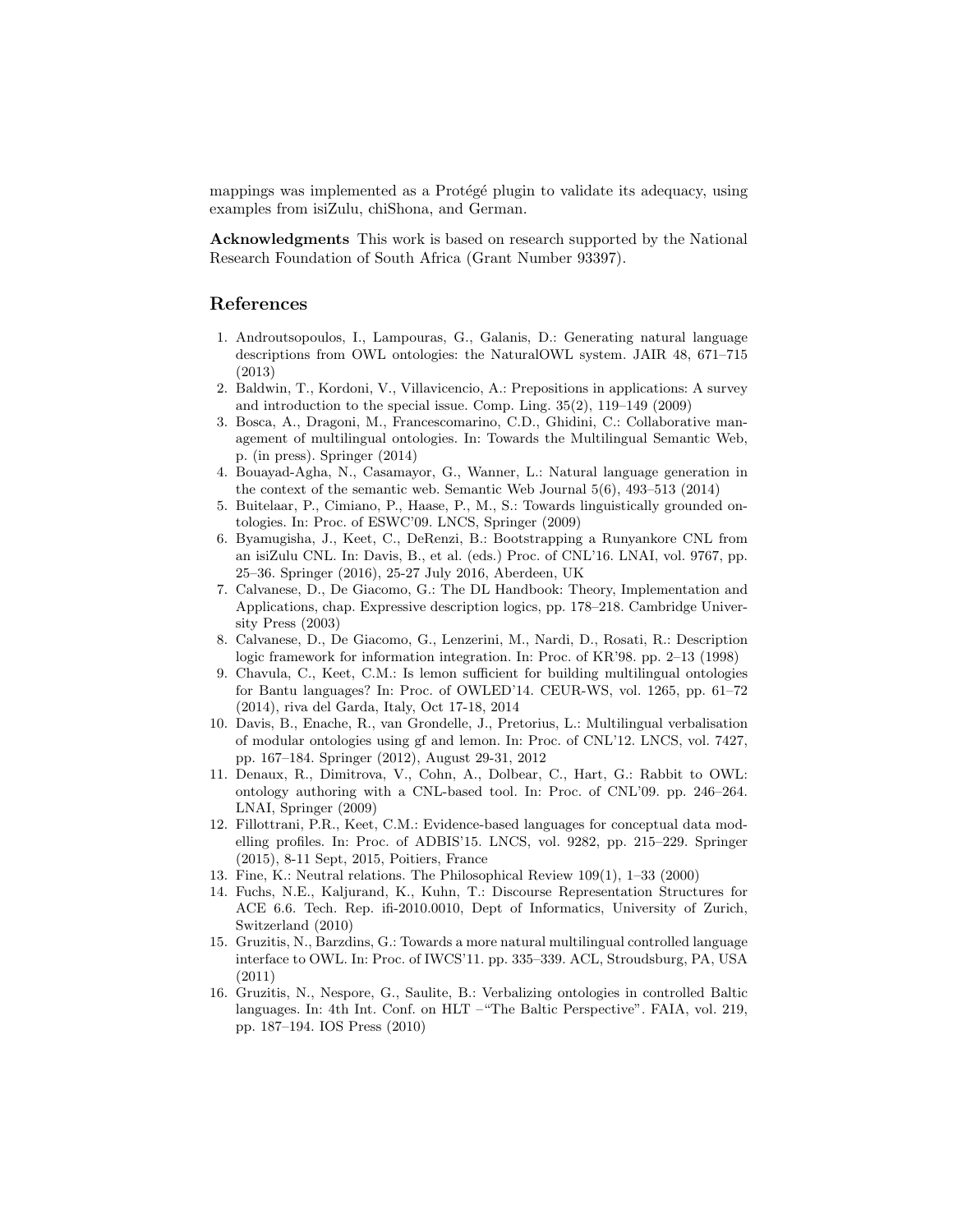mappings was implemented as a Protégé plugin to validate its adequacy, using examples from isiZulu, chiShona, and German.

**Acknowledgments** This work is based on research supported by the National Research Foundation of South Africa (Grant Number 93397).

## References

1. Androutsopoulos, I., Lampouras, G., Galanis, D.: Generating natural language descriptions from OWL ontologies: the NaturalOWL system. JAIR 48, 671–715 (2013)
2. Baldwin, T., Kordoni, V., Villavicencio, A.: Prepositions in applications: A survey and introduction to the special issue. Comp. Ling. 35(2), 119–149 (2009)
3. Bosca, A., Dragoni, M., Francescomarino, C.D., Ghidini, C.: Collaborative management of multilingual ontologies. In: Towards the Multilingual Semantic Web, p. (in press). Springer (2014)
4. Bouayad-Agha, N., Casamayor, G., Wanner, L.: Natural language generation in the context of the semantic web. Semantic Web Journal 5(6), 493–513 (2014)
5. Buitelaar, P., Cimiano, P., Haase, P., M., S.: Towards linguistically grounded ontologies. In: Proc. of ESWC'09. LNCS, Springer (2009)
6. Byamugisha, J., Keet, C., DeRenzi, B.: Bootstrapping a Runyankore CNL from an isiZulu CNL. In: Davis, B., et al. (eds.) Proc. of CNL'16. LNAI, vol. 9767, pp. 25–36. Springer (2016), 25-27 July 2016, Aberdeen, UK
7. Calvanese, D., De Giacomo, G.: The DL Handbook: Theory, Implementation and Applications, chap. Expressive description logics, pp. 178–218. Cambridge University Press (2003)
8. Calvanese, D., De Giacomo, G., Lenzerini, M., Nardi, D., Rosati, R.: Description logic framework for information integration. In: Proc. of KR'98. pp. 2–13 (1998)
9. Chavula, C., Keet, C.M.: Is lemon sufficient for building multilingual ontologies for Bantu languages? In: Proc. of OWLED'14. CEUR-WS, vol. 1265, pp. 61–72 (2014), riva del Garda, Italy, Oct 17-18, 2014
10. Davis, B., Enache, R., van Grondelle, J., Pretorius, L.: Multilingual verbalisation of modular ontologies using gf and lemon. In: Proc. of CNL'12. LNCS, vol. 7427, pp. 167–184. Springer (2012), August 29-31, 2012
11. Denaux, R., Dimitrova, V., Cohn, A., Dolbear, C., Hart, G.: Rabbit to OWL: ontology authoring with a CNL-based tool. In: Proc. of CNL'09. pp. 246–264. LNAI, Springer (2009)
12. Fillottrani, P.R., Keet, C.M.: Evidence-based languages for conceptual data modelling profiles. In: Proc. of ADBIS'15. LNCS, vol. 9282, pp. 215–229. Springer (2015), 8-11 Sept, 2015, Poitiers, France
13. Fine, K.: Neutral relations. The Philosophical Review 109(1), 1–33 (2000)
14. Fuchs, N.E., Kaljurand, K., Kuhn, T.: Discourse Representation Structures for ACE 6.6. Tech. Rep. ifi-2010.0010, Dept of Informatics, University of Zurich, Switzerland (2010)
15. Gruzitis, N., Barzdins, G.: Towards a more natural multilingual controlled language interface to OWL. In: Proc. of IWCS'11. pp. 335–339. ACL, Stroudsburg, PA, USA (2011)
16. Gruzitis, N., Nespore, G., Saulite, B.: Verbalizing ontologies in controlled Baltic languages. In: 4th Int. Conf. on HLT –"The Baltic Perspective". FAIA, vol. 219, pp. 187–194. IOS Press (2010)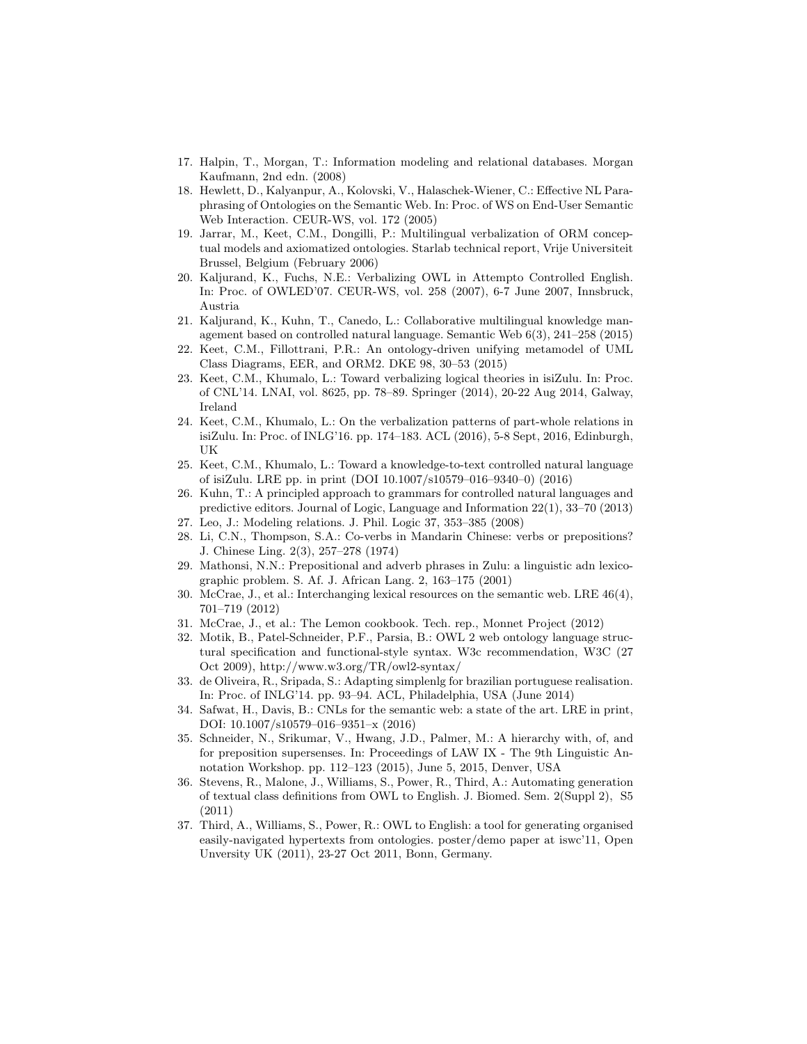17. Halpin, T., Morgan, T.: Information modeling and relational databases. Morgan Kaufmann, 2nd edn. (2008)
18. Hewlett, D., Kalyanpur, A., Kolovski, V., Halaschek-Wiener, C.: Effective NL Paraphrasing of Ontologies on the Semantic Web. In: Proc. of WS on End-User Semantic Web Interaction. CEUR-WS, vol. 172 (2005)
19. Jarrar, M., Keet, C.M., Dongilli, P.: Multilingual verbalization of ORM conceptual models and axiomatized ontologies. Starlab technical report, Vrije Universiteit Brussel, Belgium (February 2006)
20. Kaljurand, K., Fuchs, N.E.: Verbalizing OWL in Attempto Controlled English. In: Proc. of OWLED'07. CEUR-WS, vol. 258 (2007), 6-7 June 2007, Innsbruck, Austria
21. Kaljurand, K., Kuhn, T., Canedo, L.: Collaborative multilingual knowledge management based on controlled natural language. Semantic Web 6(3), 241–258 (2015)
22. Keet, C.M., Fillottrani, P.R.: An ontology-driven unifying metamodel of UML Class Diagrams, EER, and ORM2. DKE 98, 30–53 (2015)
23. Keet, C.M., Khumalo, L.: Toward verbalizing logical theories in isiZulu. In: Proc. of CNL'14. LNAI, vol. 8625, pp. 78–89. Springer (2014), 20-22 Aug 2014, Galway, Ireland
24. Keet, C.M., Khumalo, L.: On the verbalization patterns of part-whole relations in isiZulu. In: Proc. of INLG'16. pp. 174–183. ACL (2016), 5-8 Sept, 2016, Edinburgh, UK
25. Keet, C.M., Khumalo, L.: Toward a knowledge-to-text controlled natural language of isiZulu. LRE pp. in print (DOI 10.1007/s10579–016–9340–0) (2016)
26. Kuhn, T.: A principled approach to grammars for controlled natural languages and predictive editors. Journal of Logic, Language and Information 22(1), 33–70 (2013)
27. Leo, J.: Modeling relations. J. Phil. Logic 37, 353–385 (2008)
28. Li, C.N., Thompson, S.A.: Co-verbs in Mandarin Chinese: verbs or prepositions? J. Chinese Ling. 2(3), 257–278 (1974)
29. Mathonsi, N.N.: Prepositional and adverb phrases in Zulu: a linguistic adn lexicographic problem. S. Af. J. African Lang. 2, 163–175 (2001)
30. McCrae, J., et al.: Interchanging lexical resources on the semantic web. LRE 46(4), 701–719 (2012)
31. McCrae, J., et al.: The Lemon cookbook. Tech. rep., Monnet Project (2012)
32. Motik, B., Patel-Schneider, P.F., Parsia, B.: OWL 2 web ontology language structural specification and functional-style syntax. W3c recommendation, W3C (27 Oct 2009), http://www.w3.org/TR/owl2-syntax/
33. de Oliveira, R., Sripada, S.: Adapting simplenlg for brazilian portuguese realisation. In: Proc. of INLG'14. pp. 93–94. ACL, Philadelphia, USA (June 2014)
34. Safwat, H., Davis, B.: CNLs for the semantic web: a state of the art. LRE in print, DOI: 10.1007/s10579–016–9351–x (2016)
35. Schneider, N., Srikumar, V., Hwang, J.D., Palmer, M.: A hierarchy with, of, and for preposition supersenses. In: Proceedings of LAW IX - The 9th Linguistic Annotation Workshop. pp. 112–123 (2015), June 5, 2015, Denver, USA
36. Stevens, R., Malone, J., Williams, S., Power, R., Third, A.: Automating generation of textual class definitions from OWL to English. J. Biomed. Sem. 2(Suppl 2), S5 (2011)
37. Third, A., Williams, S., Power, R.: OWL to English: a tool for generating organised easily-navigated hypertexts from ontologies. poster/demo paper at iswc'11, Open Unversity UK (2011), 23-27 Oct 2011, Bonn, Germany.